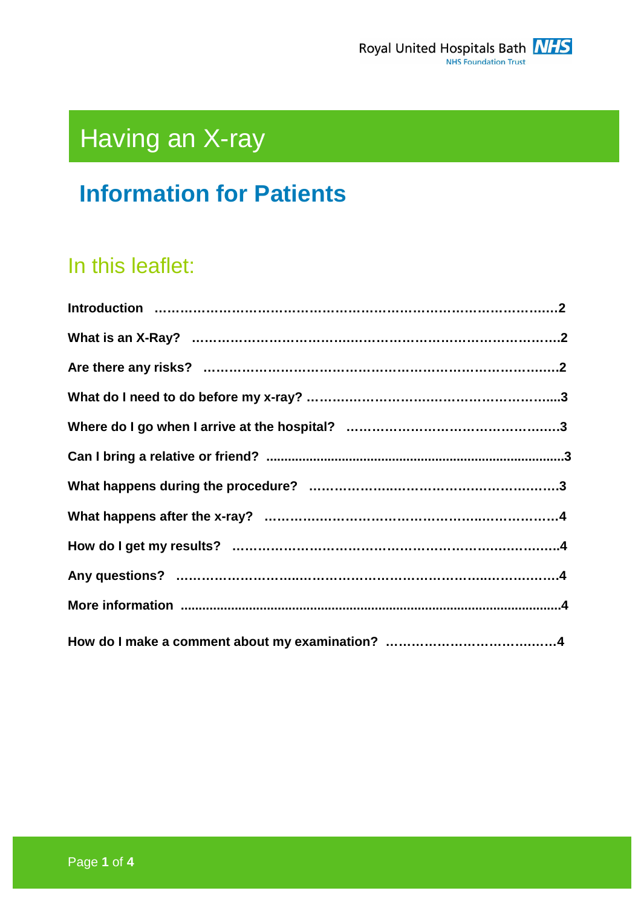Royal United Hospitals Bath NHS Foundation Trust

# Having an X-ray

## Information for Patients

### In this leaflet:

**Introduction ……………………………………………………………………………………2**

**What is an X-Ray? ………………………………………………………………………….2**

**Are there any risks? ……………………………………………………………………….2**

**What do I need to do before my x-ray? ……………………………………………….....3**

**Where do I go when I arrive at the hospital? …………………………………………….3**

**Can I bring a relative or friend? ....................................................................................3**

**What happens during the procedure? ………………………………………………….3**

**What happens after the x-ray? …………………………………………………………….4**

**How do I get my results? ………………………………………………………………….4**

**Any questions? ……………………………………………………………………………..4**

**More information ...........................................................................................................4**

**How do I make a comment about my examination? …………………………………4**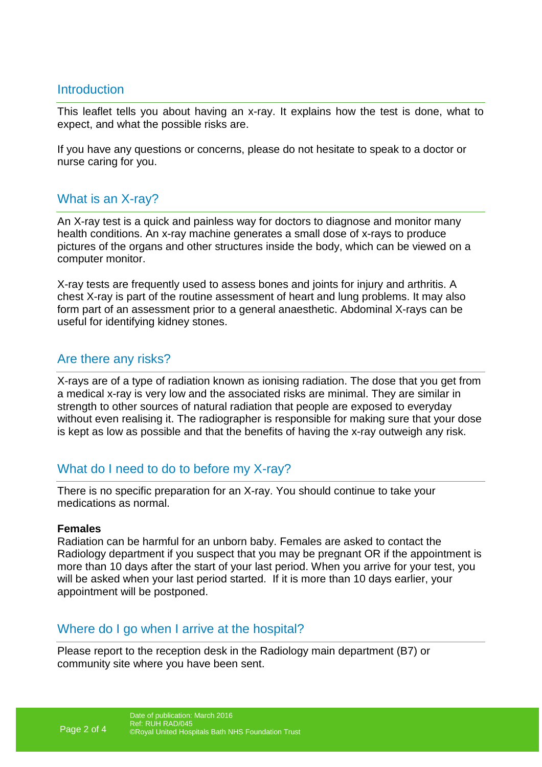## Introduction

This leaflet tells you about having an x-ray. It explains how the test is done, what to expect, and what the possible risks are.

If you have any questions or concerns, please do not hesitate to speak to a doctor or nurse caring for you.

## What is an X-ray?

An X-ray test is a quick and painless way for doctors to diagnose and monitor many health conditions. An x-ray machine generates a small dose of x-rays to produce pictures of the organs and other structures inside the body, which can be viewed on a computer monitor.

X-ray tests are frequently used to assess bones and joints for injury and arthritis. A chest X-ray is part of the routine assessment of heart and lung problems. It may also form part of an assessment prior to a general anaesthetic. Abdominal X-rays can be useful for identifying kidney stones.

## Are there any risks?

X-rays are of a type of radiation known as ionising radiation. The dose that you get from a medical x-ray is very low and the associated risks are minimal. They are similar in strength to other sources of natural radiation that people are exposed to everyday without even realising it. The radiographer is responsible for making sure that your dose is kept as low as possible and that the benefits of having the x-ray outweigh any risk.

## What do I need to do to before my X-ray?

There is no specific preparation for an X-ray. You should continue to take your medications as normal.

**Females**

Radiation can be harmful for an unborn baby. Females are asked to contact the Radiology department if you suspect that you may be pregnant OR if the appointment is more than 10 days after the start of your last period. When you arrive for your test, you will be asked when your last period started. If it is more than 10 days earlier, your appointment will be postponed.

## Where do I go when I arrive at the hospital?

Please report to the reception desk in the Radiology main department (B7) or community site where you have been sent.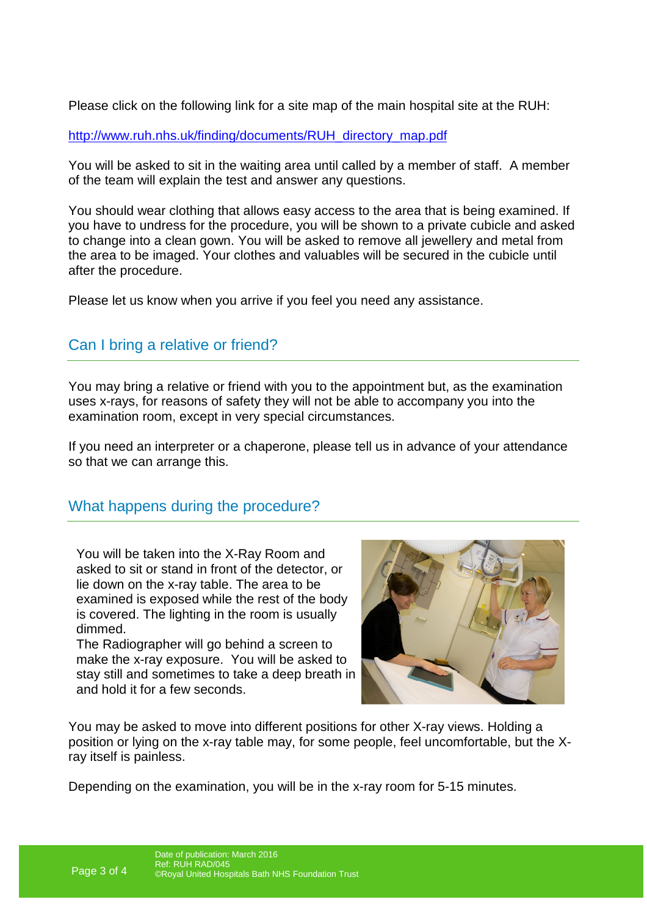Please click on the following link for a site map of the main hospital site at the RUH:

http://www.ruh.nhs.uk/finding/documents/RUH_directory_map.pdf

You will be asked to sit in the waiting area until called by a member of staff. A member of the team will explain the test and answer any questions.

You should wear clothing that allows easy access to the area that is being examined. If you have to undress for the procedure, you will be shown to a private cubicle and asked to change into a clean gown. You will be asked to remove all jewellery and metal from the area to be imaged. Your clothes and valuables will be secured in the cubicle until after the procedure.

Please let us know when you arrive if you feel you need any assistance.

## Can I bring a relative or friend?

You may bring a relative or friend with you to the appointment but, as the examination uses x-rays, for reasons of safety they will not be able to accompany you into the examination room, except in very special circumstances.

If you need an interpreter or a chaperone, please tell us in advance of your attendance so that we can arrange this.

## What happens during the procedure?

You will be taken into the X-Ray Room and asked to sit or stand in front of the detector, or lie down on the x-ray table. The area to be examined is exposed while the rest of the body is covered. The lighting in the room is usually dimmed.

The Radiographer will go behind a screen to make the x-ray exposure. You will be asked to stay still and sometimes to take a deep breath in and hold it for a few seconds.

You may be asked to move into different positions for other X-ray views. Holding a position or lying on the x-ray table may, for some people, feel uncomfortable, but the X-ray itself is painless.

Depending on the examination, you will be in the x-ray room for 5-15 minutes.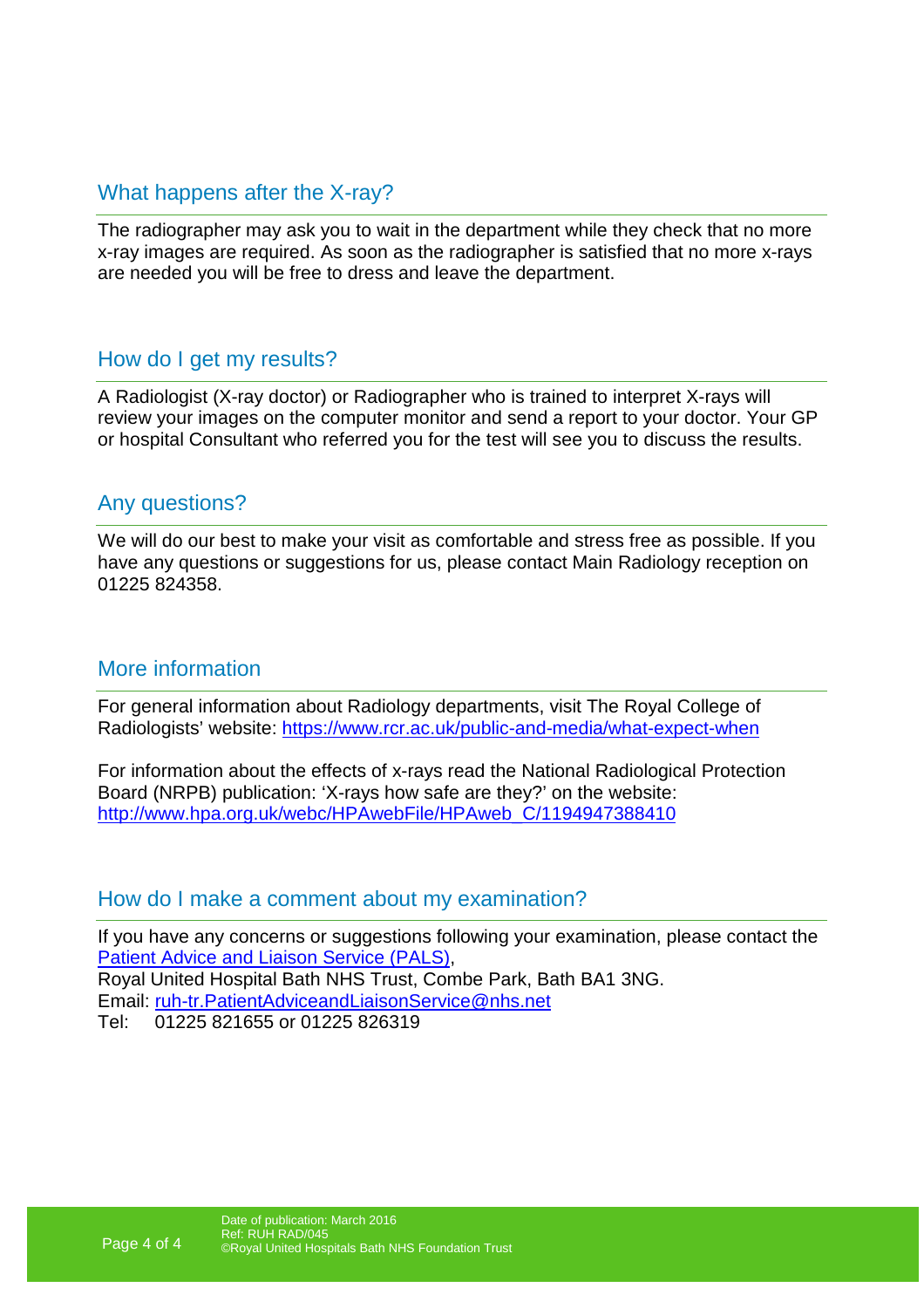## What happens after the X-ray?

The radiographer may ask you to wait in the department while they check that no more x-ray images are required. As soon as the radiographer is satisfied that no more x-rays are needed you will be free to dress and leave the department.

## How do I get my results?

A Radiologist (X-ray doctor) or Radiographer who is trained to interpret X-rays will review your images on the computer monitor and send a report to your doctor. Your GP or hospital Consultant who referred you for the test will see you to discuss the results.

## Any questions?

We will do our best to make your visit as comfortable and stress free as possible. If you have any questions or suggestions for us, please contact Main Radiology reception on 01225 824358.

## More information

For general information about Radiology departments, visit The Royal College of Radiologists' website: https://www.rcr.ac.uk/public-and-media/what-expect-when

For information about the effects of x-rays read the National Radiological Protection Board (NRPB) publication: 'X-rays how safe are they?' on the website: http://www.hpa.org.uk/webc/HPAwebFile/HPAweb_C/1194947388410

## How do I make a comment about my examination?

If you have any concerns or suggestions following your examination, please contact the Patient Advice and Liaison Service (PALS),
Royal United Hospital Bath NHS Trust, Combe Park, Bath BA1 3NG.
Email: ruh-tr.PatientAdviceandLiaisonService@nhs.net
Tel: 01225 821655 or 01225 826319

Date of publication: March 2016
Ref: RUH RAD/045
©Royal United Hospitals Bath NHS Foundation Trust